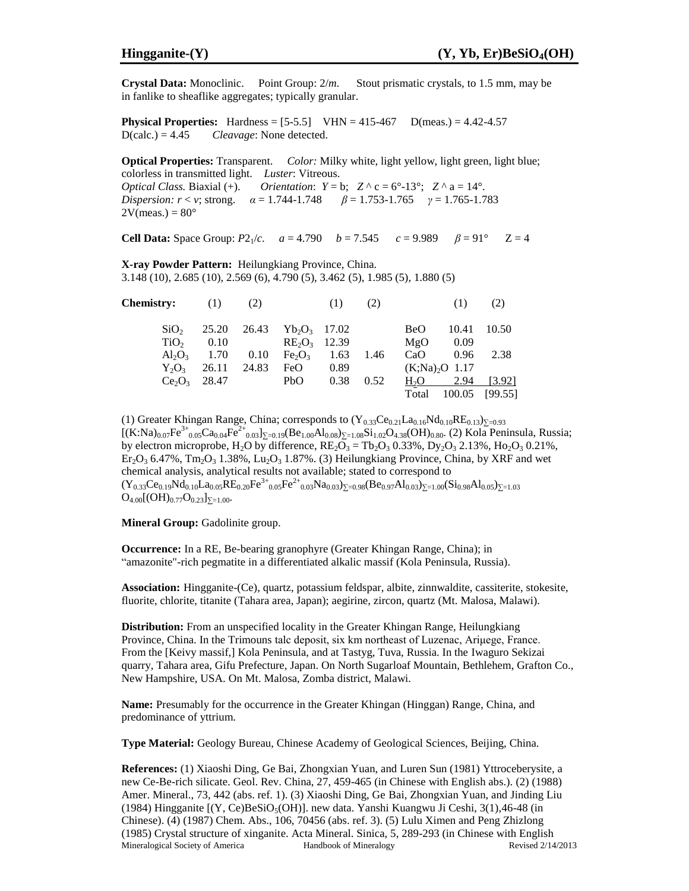# Hingganite-(Y) $(Y, Yb, Er)BeSiO_4(OH)$

**Crystal Data:** Monoclinic. Point Group: 2/*m*. Stout prismatic crystals, to 1.5 mm, may be in fanlike to sheaflike aggregates; typically granular.

**Physical Properties:** Hardness = [5-5.5] VHN = 415-467 D(meas.) = 4.42-4.57 D(calc.) = 4.45 *Cleavage*: None detected.

**Optical Properties:** Transparent. *Color:* Milky white, light yellow, light green, light blue; colorless in transmitted light. *Luster*: Vitreous.
*Optical Class.* Biaxial (+). *Orientation*: $Y$ = b; $Z \wedge c$ = 6°-13°; $Z \wedge a$ = 14°.
*Dispersion:* $r < v$; strong. $\alpha$ = 1.744-1.748 $\beta$ = 1.753-1.765 $\gamma$ = 1.765-1.783
2V(meas.) = 80°

**Cell Data:** Space Group: $P2_1/c$. $a$ = 4.790 $b$ = 7.545 $c$ = 9.989 $\beta$ = 91° Z = 4

**X-ray Powder Pattern:** Heilungkiang Province, China.
3.148 (10), 2.685 (10), 2.569 (6), 4.790 (5), 3.462 (5), 1.985 (5), 1.880 (5)

**Chemistry:**

| | (1) | (2) | | (1) | (2) | | (1) | (2) |
|---|---|---|---|---|---|---|---|---|
| $SiO_2$ | 25.20 | 26.43 | $Yb_2O_3$ | 17.02 | | BeO | 10.41 | 10.50 |
| $TiO_2$ | 0.10 | | $RE_2O_3$ | 12.39 | | MgO | 0.09 | |
| $Al_2O_3$ | 1.70 | 0.10 | $Fe_2O_3$ | 1.63 | 1.46 | CaO | 0.96 | 2.38 |
| $Y_2O_3$ | 26.11 | 24.83 | FeO | 0.89 | | $(K;Na)_2O$ | 1.17 | |
| $Ce_2O_3$ | 28.47 | | PbO | 0.38 | 0.52 | $H_2O$ | 2.94 | [3.92] |
| | | | | | | Total | 100.05 | [99.55] |

(1) Greater Khingan Range, China; corresponds to $(Y_{0.33}Ce_{0.21}La_{0.16}Nd_{0.10}RE_{0.13})_{\Sigma=0.93}$ $[(K:Na)_{0.07}Fe^{3+}_{0.05}Ca_{0.04}Fe^{2+}_{0.03}]_{\Sigma=0.19}(Be_{1.00}Al_{0.08})_{\Sigma=1.08}Si_{1.02}O_{4.38}(OH)_{0.80}$. (2) Kola Peninsula, Russia; by electron microprobe, $H_2O$ by difference, $RE_2O_3$ = $Tb_2O_3$ 0.33%, $Dy_2O_3$ 2.13%, $Ho_2O_3$ 0.21%, $Er_2O_3$ 6.47%, $Tm_2O_3$ 1.38%, $Lu_2O_3$ 1.87%. (3) Heilungkiang Province, China, by XRF and wet chemical analysis, analytical results not available; stated to correspond to $(Y_{0.33}Ce_{0.19}Nd_{0.10}La_{0.05}RE_{0.20}Fe^{3+}_{0.05}Fe^{2+}_{0.03}Na_{0.03})_{\Sigma=0.98}(Be_{0.97}Al_{0.03})_{\Sigma=1.00}(Si_{0.98}Al_{0.05})_{\Sigma=1.03}$ $O_{4.00}[(OH)_{0.77}O_{0.23}]_{\Sigma=1.00}$.

**Mineral Group:** Gadolinite group.

**Occurrence:** In a RE, Be-bearing granophyre (Greater Khingan Range, China); in "amazonite"-rich pegmatite in a differentiated alkalic massif (Kola Peninsula, Russia).

**Association:** Hingganite-(Ce), quartz, potassium feldspar, albite, zinnwaldite, cassiterite, stokesite, fluorite, chlorite, titanite (Tahara area, Japan); aegirine, zircon, quartz (Mt. Malosa, Malawi).

**Distribution:** From an unspecified locality in the Greater Khingan Range, Heilungkiang Province, China. In the Trimouns talc deposit, six km northeast of Luzenac, Ariμege, France. From the [Keivy massif,] Kola Peninsula, and at Tastyg, Tuva, Russia. In the Iwaguro Sekizai quarry, Tahara area, Gifu Prefecture, Japan. On North Sugarloaf Mountain, Bethlehem, Grafton Co., New Hampshire, USA. On Mt. Malosa, Zomba district, Malawi.

**Name:** Presumably for the occurrence in the Greater Khingan (Hinggan) Range, China, and predominance of yttrium.

**Type Material:** Geology Bureau, Chinese Academy of Geological Sciences, Beijing, China.

**References:** (1) Xiaoshi Ding, Ge Bai, Zhongxian Yuan, and Luren Sun (1981) Yttroceberysite, a new Ce-Be-rich silicate. Geol. Rev. China, 27, 459-465 (in Chinese with English abs.). (2) (1988) Amer. Mineral., 73, 442 (abs. ref. 1). (3) Xiaoshi Ding, Ge Bai, Zhongxian Yuan, and Jinding Liu (1984) Hingganite [(Y, Ce)BeSiO$_5$(OH)]. new data. Yanshi Kuangwu Ji Ceshi, 3(1),46-48 (in Chinese). (4) (1987) Chem. Abs., 106, 70456 (abs. ref. 3). (5) Lulu Ximen and Peng Zhizlong (1985) Crystal structure of xinganite. Acta Mineral. Sinica, 5, 289-293 (in Chinese with English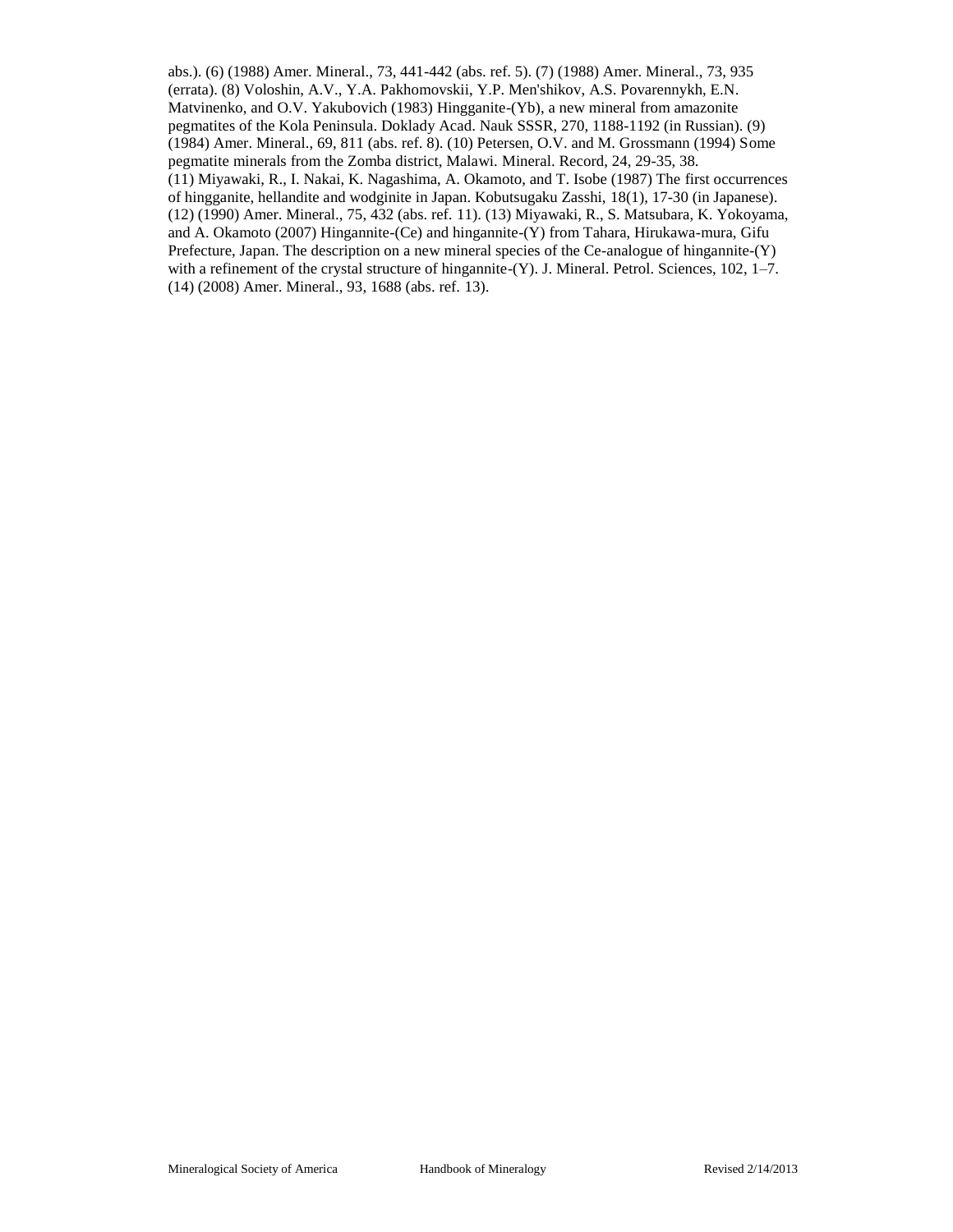abs.). (6) (1988) Amer. Mineral., 73, 441-442 (abs. ref. 5). (7) (1988) Amer. Mineral., 73, 935 (errata). (8) Voloshin, A.V., Y.A. Pakhomovskii, Y.P. Men'shikov, A.S. Povarennykh, E.N. Matvinenko, and O.V. Yakubovich (1983) Hingganite-(Yb), a new mineral from amazonite pegmatites of the Kola Peninsula. Doklady Acad. Nauk SSSR, 270, 1188-1192 (in Russian). (9) (1984) Amer. Mineral., 69, 811 (abs. ref. 8). (10) Petersen, O.V. and M. Grossmann (1994) Some pegmatite minerals from the Zomba district, Malawi. Mineral. Record, 24, 29-35, 38. (11) Miyawaki, R., I. Nakai, K. Nagashima, A. Okamoto, and T. Isobe (1987) The first occurrences of hingganite, hellandite and wodginite in Japan. Kobutsugaku Zasshi, 18(1), 17-30 (in Japanese). (12) (1990) Amer. Mineral., 75, 432 (abs. ref. 11). (13) Miyawaki, R., S. Matsubara, K. Yokoyama, and A. Okamoto (2007) Hingannite-(Ce) and hingannite-(Y) from Tahara, Hirukawa-mura, Gifu Prefecture, Japan. The description on a new mineral species of the Ce-analogue of hingannite-(Y) with a refinement of the crystal structure of hingannite-(Y). J. Mineral. Petrol. Sciences, 102, 1–7. (14) (2008) Amer. Mineral., 93, 1688 (abs. ref. 13).